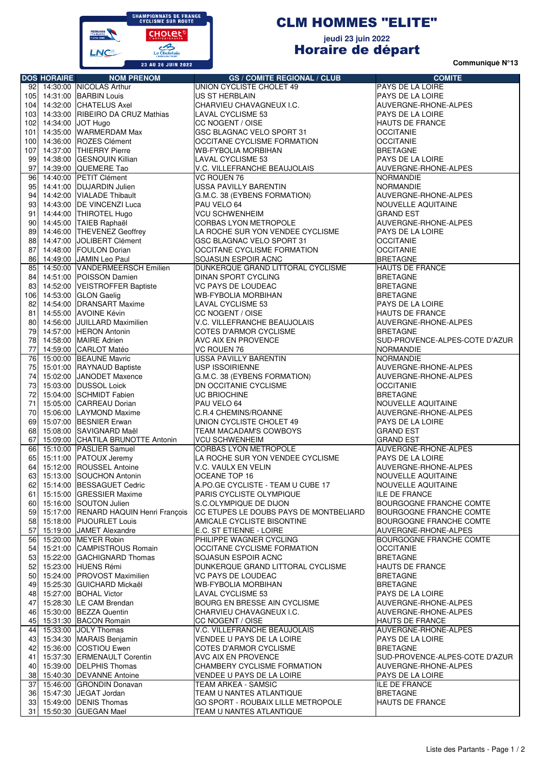CHAMPIONNATS DE FRANCE CYCLISME SUR ROUTE

23 AU 26 JUIN 2022

# CLM HOMMES "ELITE"

**jeudi 23 juin 2022**

## Horaire de départ

**Communiqué N°13**

| DOS | HORAIRE | NOM PRENOM | GS / COMITE REGIONAL / CLUB | COMITE |
|---|---|---|---|---|
| 92 | 14:30:00 | NICOLAS Arthur | UNION CYCLISTE CHOLET 49 | PAYS DE LA LOIRE |
| 105 | 14:31:00 | BARBIN Louis | US ST HERBLAIN | PAYS DE LA LOIRE |
| 104 | 14:32:00 | CHATELUS Axel | CHARVIEU CHAVAGNEUX I.C. | AUVERGNE-RHONE-ALPES |
| 103 | 14:33:00 | RIBEIRO DA CRUZ Mathias | LAVAL CYCLISME 53 | PAYS DE LA LOIRE |
| 102 | 14:34:00 | JOT Hugo | CC NOGENT / OISE | HAUTS DE FRANCE |
| 101 | 14:35:00 | WARMERDAM Max | GSC BLAGNAC VELO SPORT 31 | OCCITANIE |
| 100 | 14:36:00 | ROZES Clément | OCCITANE CYCLISME FORMATION | OCCITANIE |
| 107 | 14:37:00 | THIERRY Pierre | WB-FYBOLIA MORBIHAN | BRETAGNE |
| 99 | 14:38:00 | GESNOUIN Killian | LAVAL CYCLISME 53 | PAYS DE LA LOIRE |
| 97 | 14:39:00 | QUEMERE Tao | V.C. VILLEFRANCHE BEAUJOLAIS | AUVERGNE-RHONE-ALPES |
| 96 | 14:40:00 | PETIT Clément | VC ROUEN 76 | NORMANDIE |
| 95 | 14:41:00 | DUJARDIN Julien | USSA PAVILLY BARENTIN | NORMANDIE |
| 94 | 14:42:00 | VIALADE Thibault | G.M.C. 38 (EYBENS FORMATION) | AUVERGNE-RHONE-ALPES |
| 93 | 14:43:00 | DE VINCENZI Luca | PAU VELO 64 | NOUVELLE AQUITAINE |
| 91 | 14:44:00 | THIROTEL Hugo | VCU SCHWENHEIM | GRAND EST |
| 90 | 14:45:00 | TAIEB Raphaël | CORBAS LYON METROPOLE | AUVERGNE-RHONE-ALPES |
| 89 | 14:46:00 | THEVENEZ Geoffrey | LA ROCHE SUR YON VENDEE CYCLISME | PAYS DE LA LOIRE |
| 88 | 14:47:00 | JOLIBERT Clément | GSC BLAGNAC VELO SPORT 31 | OCCITANIE |
| 87 | 14:48:00 | FOULON Dorian | OCCITANE CYCLISME FORMATION | OCCITANIE |
| 86 | 14:49:00 | JAMIN Leo Paul | SOJASUN ESPOIR ACNC | BRETAGNE |
| 85 | 14:50:00 | VANDERMEERSCH Emilien | DUNKERQUE GRAND LITTORAL CYCLISME | HAUTS DE FRANCE |
| 84 | 14:51:00 | POISSON Damien | DINAN SPORT CYCLING | BRETAGNE |
| 83 | 14:52:00 | VEISTROFFER Baptiste | VC PAYS DE LOUDEAC | BRETAGNE |
| 106 | 14:53:00 | GLON Gaelig | WB-FYBOLIA MORBIHAN | BRETAGNE |
| 82 | 14:54:00 | DRANSART Maxime | LAVAL CYCLISME 53 | PAYS DE LA LOIRE |
| 81 | 14:55:00 | AVOINE Kévin | CC NOGENT / OISE | HAUTS DE FRANCE |
| 80 | 14:56:00 | JUILLARD Maximilien | V.C. VILLEFRANCHE BEAUJOLAIS | AUVERGNE-RHONE-ALPES |
| 79 | 14:57:00 | HERON Antonin | COTES D'ARMOR CYCLISME | BRETAGNE |
| 78 | 14:58:00 | MAIRE Adrien | AVC AIX EN PROVENCE | SUD-PROVENCE-ALPES-COTE D'AZUR |
| 77 | 14:59:00 | CARLOT Matéo | VC ROUEN 76 | NORMANDIE |
| 76 | 15:00:00 | BEAUNE Mavric | USSA PAVILLY BARENTIN | NORMANDIE |
| 75 | 15:01:00 | RAYNAUD Baptiste | USP ISSOIRIENNE | AUVERGNE-RHONE-ALPES |
| 74 | 15:02:00 | JANODET Maxence | G.M.C. 38 (EYBENS FORMATION) | AUVERGNE-RHONE-ALPES |
| 73 | 15:03:00 | DUSSOL Loick | DN OCCITANIE CYCLISME | OCCITANIE |
| 72 | 15:04:00 | SCHMIDT Fabien | UC BRIOCHINE | BRETAGNE |
| 71 | 15:05:00 | CARREAU Dorian | PAU VELO 64 | NOUVELLE AQUITAINE |
| 70 | 15:06:00 | LAYMOND Maxime | C.R.4 CHEMINS/ROANNE | AUVERGNE-RHONE-ALPES |
| 69 | 15:07:00 | BESNIER Erwan | UNION CYCLISTE CHOLET 49 | PAYS DE LA LOIRE |
| 68 | 15:08:00 | SAVIGNARD Maël | TEAM MACADAM'S COWBOYS | GRAND EST |
| 67 | 15:09:00 | CHATILA BRUNOTTE Antonin | VCU SCHWENHEIM | GRAND EST |
| 66 | 15:10:00 | PASLIER Samuel | CORBAS LYON METROPOLE | AUVERGNE-RHONE-ALPES |
| 65 | 15:11:00 | PATOUX Jeremy | LA ROCHE SUR YON VENDEE CYCLISME | PAYS DE LA LOIRE |
| 64 | 15:12:00 | ROUSSEL Antoine | V.C. VAULX EN VELIN | AUVERGNE-RHONE-ALPES |
| 63 | 15:13:00 | SOUCHON Antonin | OCEANE TOP 16 | NOUVELLE AQUITAINE |
| 62 | 15:14:00 | BESSAGUET Cedric | A.PO.GE CYCLISTE - TEAM U CUBE 17 | NOUVELLE AQUITAINE |
| 61 | 15:15:00 | GRESSIER Maxime | PARIS CYCLISTE OLYMPIQUE | ILE DE FRANCE |
| 60 | 15:16:00 | SOUTON Julien | S.C.OLYMPIQUE DE DIJON | BOURGOGNE FRANCHE COMTE |
| 59 | 15:17:00 | RENARD HAQUIN Henri François | CC ETUPES LE DOUBS PAYS DE MONTBELIARD | BOURGOGNE FRANCHE COMTE |
| 58 | 15:18:00 | PIJOURLET Louis | AMICALE CYCLISTE BISONTINE | BOURGOGNE FRANCHE COMTE |
| 57 | 15:19:00 | JAMET Alexandre | E.C. ST ETIENNE - LOIRE | AUVERGNE-RHONE-ALPES |
| 56 | 15:20:00 | MEYER Robin | PHILIPPE WAGNER CYCLING | BOURGOGNE FRANCHE COMTE |
| 54 | 15:21:00 | CAMPISTROUS Romain | OCCITANE CYCLISME FORMATION | OCCITANIE |
| 53 | 15:22:00 | GACHIGNARD Thomas | SOJASUN ESPOIR ACNC | BRETAGNE |
| 52 | 15:23:00 | HUENS Rémi | DUNKERQUE GRAND LITTORAL CYCLISME | HAUTS DE FRANCE |
| 50 | 15:24:00 | PROVOST Maximilien | VC PAYS DE LOUDEAC | BRETAGNE |
| 49 | 15:25:30 | GUICHARD Mickaël | WB-FYBOLIA MORBIHAN | BRETAGNE |
| 48 | 15:27:00 | BOHAL Victor | LAVAL CYCLISME 53 | PAYS DE LA LOIRE |
| 47 | 15:28:30 | LE CAM Brendan | BOURG EN BRESSE AIN CYCLISME | AUVERGNE-RHONE-ALPES |
| 46 | 15:30:00 | BEZZA Quentin | CHARVIEU CHAVAGNEUX I.C. | AUVERGNE-RHONE-ALPES |
| 45 | 15:31:30 | BACON Romain | CC NOGENT / OISE | HAUTS DE FRANCE |
| 44 | 15:33:00 | JOLY Thomas | V.C. VILLEFRANCHE BEAUJOLAIS | AUVERGNE-RHONE-ALPES |
| 43 | 15:34:30 | MARAIS Benjamin | VENDEE U PAYS DE LA LOIRE | PAYS DE LA LOIRE |
| 42 | 15:36:00 | COSTIOU Ewen | COTES D'ARMOR CYCLISME | BRETAGNE |
| 41 | 15:37:30 | ERMENAULT Corentin | AVC AIX EN PROVENCE | SUD-PROVENCE-ALPES-COTE D'AZUR |
| 40 | 15:39:00 | DELPHIS Thomas | CHAMBERY CYCLISME FORMATION | AUVERGNE-RHONE-ALPES |
| 38 | 15:40:30 | DEVANNE Antoine | VENDEE U PAYS DE LA LOIRE | PAYS DE LA LOIRE |
| 37 | 15:46:00 | GRONDIN Donavan | TEAM ARKEA - SAMSIC | ILE DE FRANCE |
| 36 | 15:47:30 | JEGAT Jordan | TEAM U NANTES ATLANTIQUE | BRETAGNE |
| 33 | 15:49:00 | DENIS Thomas | GO SPORT - ROUBAIX LILLE METROPOLE | HAUTS DE FRANCE |
| 31 | 15:50:30 | GUEGAN Mael | TEAM U NANTES ATLANTIQUE | |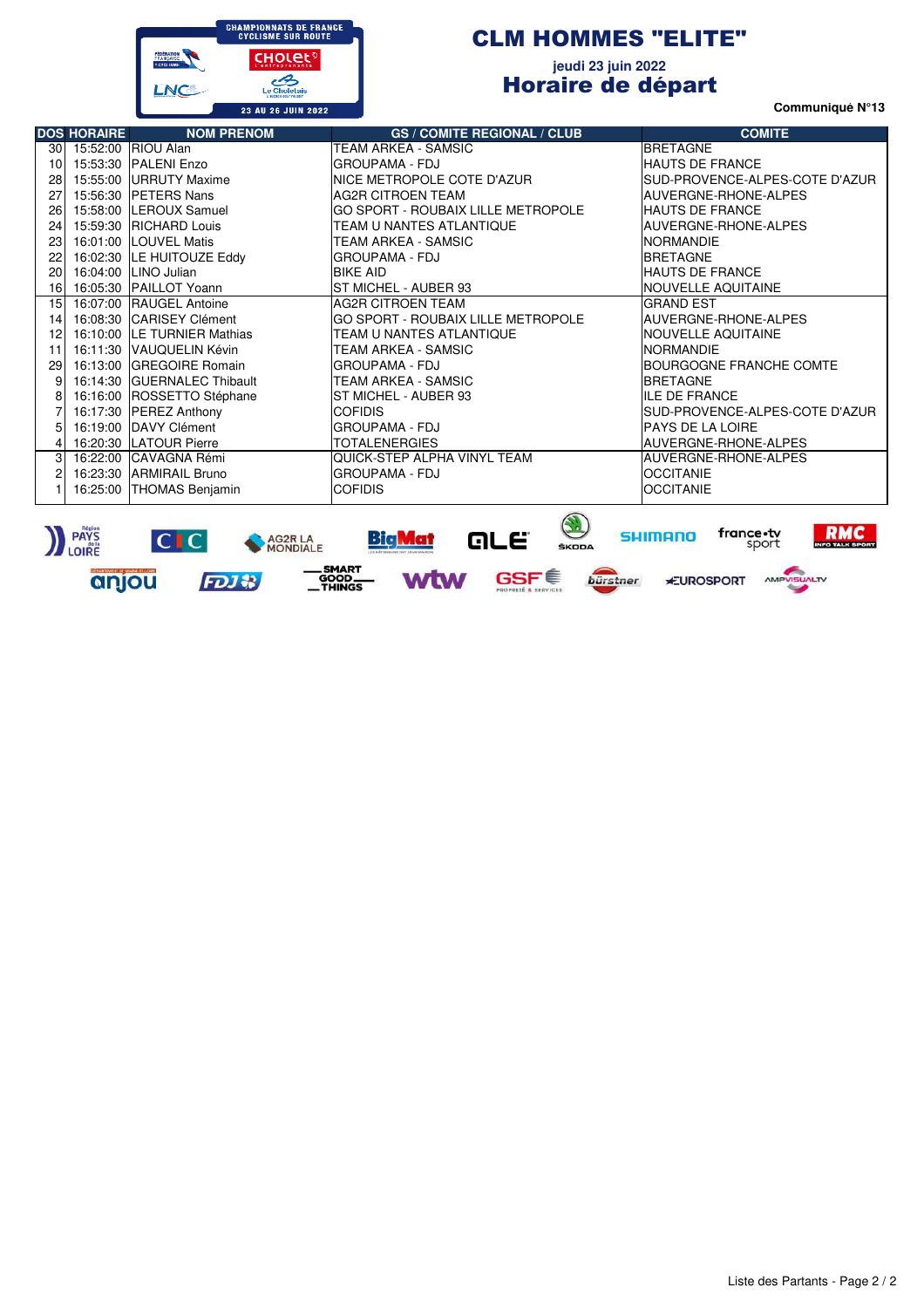CHAMPIONNATS DE FRANCE CYCLISME SUR ROUTE

23 AU 26 JUIN 2022

# CLM HOMMES "ELITE"

jeudi 23 juin 2022

## Horaire de départ

**Communiqué N°13**

| DOS | HORAIRE | NOM PRENOM | GS / COMITE REGIONAL / CLUB | COMITE |
|---|---|---|---|---|
| 30 | 15:52:00 | RIOU Alan | TEAM ARKEA - SAMSIC | BRETAGNE |
| 10 | 15:53:30 | PALENI Enzo | GROUPAMA - FDJ | HAUTS DE FRANCE |
| 28 | 15:55:00 | URRUTY Maxime | NICE METROPOLE COTE D'AZUR | SUD-PROVENCE-ALPES-COTE D'AZUR |
| 27 | 15:56:30 | PETERS Nans | AG2R CITROEN TEAM | AUVERGNE-RHONE-ALPES |
| 26 | 15:58:00 | LEROUX Samuel | GO SPORT - ROUBAIX LILLE METROPOLE | HAUTS DE FRANCE |
| 24 | 15:59:30 | RICHARD Louis | TEAM U NANTES ATLANTIQUE | AUVERGNE-RHONE-ALPES |
| 23 | 16:01:00 | LOUVEL Matis | TEAM ARKEA - SAMSIC | NORMANDIE |
| 22 | 16:02:30 | LE HUITOUZE Eddy | GROUPAMA - FDJ | BRETAGNE |
| 20 | 16:04:00 | LINO Julian | BIKE AID | HAUTS DE FRANCE |
| 16 | 16:05:30 | PAILLOT Yoann | ST MICHEL - AUBER 93 | NOUVELLE AQUITAINE |
| 15 | 16:07:00 | RAUGEL Antoine | AG2R CITROEN TEAM | GRAND EST |
| 14 | 16:08:30 | CARISEY Clément | GO SPORT - ROUBAIX LILLE METROPOLE | AUVERGNE-RHONE-ALPES |
| 12 | 16:10:00 | LE TURNIER Mathias | TEAM U NANTES ATLANTIQUE | NOUVELLE AQUITAINE |
| 11 | 16:11:30 | VAUQUELIN Kévin | TEAM ARKEA - SAMSIC | NORMANDIE |
| 29 | 16:13:00 | GREGOIRE Romain | GROUPAMA - FDJ | BOURGOGNE FRANCHE COMTE |
| 9 | 16:14:30 | GUERNALEC Thibault | TEAM ARKEA - SAMSIC | BRETAGNE |
| 8 | 16:16:00 | ROSSETTO Stéphane | ST MICHEL - AUBER 93 | ILE DE FRANCE |
| 7 | 16:17:30 | PEREZ Anthony | COFIDIS | SUD-PROVENCE-ALPES-COTE D'AZUR |
| 5 | 16:19:00 | DAVY Clément | GROUPAMA - FDJ | PAYS DE LA LOIRE |
| 4 | 16:20:30 | LATOUR Pierre | TOTALENERGIES | AUVERGNE-RHONE-ALPES |
| 3 | 16:22:00 | CAVAGNA Rémi | QUICK-STEP ALPHA VINYL TEAM | AUVERGNE-RHONE-ALPES |
| 2 | 16:23:30 | ARMIRAIL Bruno | GROUPAMA - FDJ | OCCITANIE |
| 1 | 16:25:00 | THOMAS Benjamin | COFIDIS | OCCITANIE |

Liste des Partants - Page 2 / 2